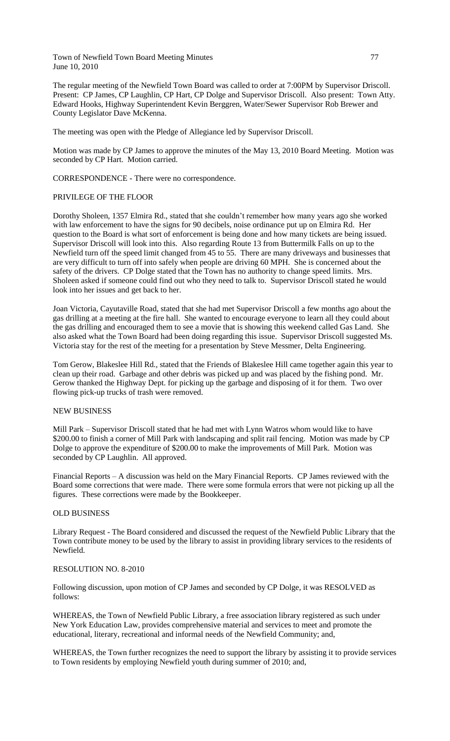Town of Newfield Town Board Meeting Minutes
June 10, 2010

The regular meeting of the Newfield Town Board was called to order at 7:00PM by Supervisor Driscoll. Present: CP James, CP Laughlin, CP Hart, CP Dolge and Supervisor Driscoll. Also present: Town Atty. Edward Hooks, Highway Superintendent Kevin Berggren, Water/Sewer Supervisor Rob Brewer and County Legislator Dave McKenna.

The meeting was open with the Pledge of Allegiance led by Supervisor Driscoll.

Motion was made by CP James to approve the minutes of the May 13, 2010 Board Meeting. Motion was seconded by CP Hart. Motion carried.

CORRESPONDENCE - There were no correspondence.

PRIVILEGE OF THE FLOOR

Dorothy Sholeen, 1357 Elmira Rd., stated that she couldn't remember how many years ago she worked with law enforcement to have the signs for 90 decibels, noise ordinance put up on Elmira Rd. Her question to the Board is what sort of enforcement is being done and how many tickets are being issued. Supervisor Driscoll will look into this. Also regarding Route 13 from Buttermilk Falls on up to the Newfield turn off the speed limit changed from 45 to 55. There are many driveways and businesses that are very difficult to turn off into safely when people are driving 60 MPH. She is concerned about the safety of the drivers. CP Dolge stated that the Town has no authority to change speed limits. Mrs. Sholeen asked if someone could find out who they need to talk to. Supervisor Driscoll stated he would look into her issues and get back to her.

Joan Victoria, Cayutaville Road, stated that she had met Supervisor Driscoll a few months ago about the gas drilling at a meeting at the fire hall. She wanted to encourage everyone to learn all they could about the gas drilling and encouraged them to see a movie that is showing this weekend called Gas Land. She also asked what the Town Board had been doing regarding this issue. Supervisor Driscoll suggested Ms. Victoria stay for the rest of the meeting for a presentation by Steve Messmer, Delta Engineering.

Tom Gerow, Blakeslee Hill Rd., stated that the Friends of Blakeslee Hill came together again this year to clean up their road. Garbage and other debris was picked up and was placed by the fishing pond. Mr. Gerow thanked the Highway Dept. for picking up the garbage and disposing of it for them. Two over flowing pick-up trucks of trash were removed.

NEW BUSINESS

Mill Park – Supervisor Driscoll stated that he had met with Lynn Watros whom would like to have $200.00 to finish a corner of Mill Park with landscaping and split rail fencing. Motion was made by CP Dolge to approve the expenditure of $200.00 to make the improvements of Mill Park. Motion was seconded by CP Laughlin. All approved.

Financial Reports – A discussion was held on the Mary Financial Reports. CP James reviewed with the Board some corrections that were made. There were some formula errors that were not picking up all the figures. These corrections were made by the Bookkeeper.

OLD BUSINESS

Library Request - The Board considered and discussed the request of the Newfield Public Library that the Town contribute money to be used by the library to assist in providing library services to the residents of Newfield.

RESOLUTION NO. 8-2010

Following discussion, upon motion of CP James and seconded by CP Dolge, it was RESOLVED as follows:

WHEREAS, the Town of Newfield Public Library, a free association library registered as such under New York Education Law, provides comprehensive material and services to meet and promote the educational, literary, recreational and informal needs of the Newfield Community; and,

WHEREAS, the Town further recognizes the need to support the library by assisting it to provide services to Town residents by employing Newfield youth during summer of 2010; and,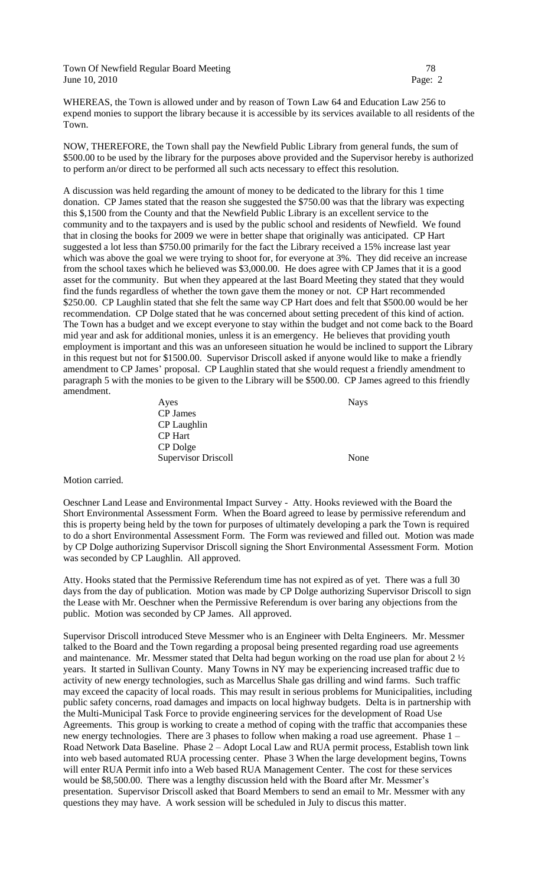WHEREAS, the Town is allowed under and by reason of Town Law 64 and Education Law 256 to expend monies to support the library because it is accessible by its services available to all residents of the Town.

NOW, THEREFORE, the Town shall pay the Newfield Public Library from general funds, the sum of $500.00 to be used by the library for the purposes above provided and the Supervisor hereby is authorized to perform an/or direct to be performed all such acts necessary to effect this resolution.

A discussion was held regarding the amount of money to be dedicated to the library for this 1 time donation. CP James stated that the reason she suggested the $750.00 was that the library was expecting this $,1500 from the County and that the Newfield Public Library is an excellent service to the community and to the taxpayers and is used by the public school and residents of Newfield. We found that in closing the books for 2009 we were in better shape that originally was anticipated. CP Hart suggested a lot less than $750.00 primarily for the fact the Library received a 15% increase last year which was above the goal we were trying to shoot for, for everyone at 3%. They did receive an increase from the school taxes which he believed was $3,000.00. He does agree with CP James that it is a good asset for the community. But when they appeared at the last Board Meeting they stated that they would find the funds regardless of whether the town gave them the money or not. CP Hart recommended $250.00. CP Laughlin stated that she felt the same way CP Hart does and felt that $500.00 would be her recommendation. CP Dolge stated that he was concerned about setting precedent of this kind of action. The Town has a budget and we except everyone to stay within the budget and not come back to the Board mid year and ask for additional monies, unless it is an emergency. He believes that providing youth employment is important and this was an unforeseen situation he would be inclined to support the Library in this request but not for $1500.00. Supervisor Driscoll asked if anyone would like to make a friendly amendment to CP James' proposal. CP Laughlin stated that she would request a friendly amendment to paragraph 5 with the monies to be given to the Library will be $500.00. CP James agreed to this friendly amendment.

| Ayes | Nays |
|---|---|
| CP James | |
| CP Laughlin | |
| CP Hart | |
| CP Dolge | |
| Supervisor Driscoll | None |

Motion carried.

Oeschner Land Lease and Environmental Impact Survey - Atty. Hooks reviewed with the Board the Short Environmental Assessment Form. When the Board agreed to lease by permissive referendum and this is property being held by the town for purposes of ultimately developing a park the Town is required to do a short Environmental Assessment Form. The Form was reviewed and filled out. Motion was made by CP Dolge authorizing Supervisor Driscoll signing the Short Environmental Assessment Form. Motion was seconded by CP Laughlin. All approved.

Atty. Hooks stated that the Permissive Referendum time has not expired as of yet. There was a full 30 days from the day of publication. Motion was made by CP Dolge authorizing Supervisor Driscoll to sign the Lease with Mr. Oeschner when the Permissive Referendum is over baring any objections from the public. Motion was seconded by CP James. All approved.

Supervisor Driscoll introduced Steve Messmer who is an Engineer with Delta Engineers. Mr. Messmer talked to the Board and the Town regarding a proposal being presented regarding road use agreements and maintenance. Mr. Messmer stated that Delta had begun working on the road use plan for about 2 ½ years. It started in Sullivan County. Many Towns in NY may be experiencing increased traffic due to activity of new energy technologies, such as Marcellus Shale gas drilling and wind farms. Such traffic may exceed the capacity of local roads. This may result in serious problems for Municipalities, including public safety concerns, road damages and impacts on local highway budgets. Delta is in partnership with the Multi-Municipal Task Force to provide engineering services for the development of Road Use Agreements. This group is working to create a method of coping with the traffic that accompanies these new energy technologies. There are 3 phases to follow when making a road use agreement. Phase 1 – Road Network Data Baseline. Phase 2 – Adopt Local Law and RUA permit process, Establish town link into web based automated RUA processing center. Phase 3 When the large development begins, Towns will enter RUA Permit info into a Web based RUA Management Center. The cost for these services would be $8,500.00. There was a lengthy discussion held with the Board after Mr. Messmer's presentation. Supervisor Driscoll asked that Board Members to send an email to Mr. Messmer with any questions they may have. A work session will be scheduled in July to discus this matter.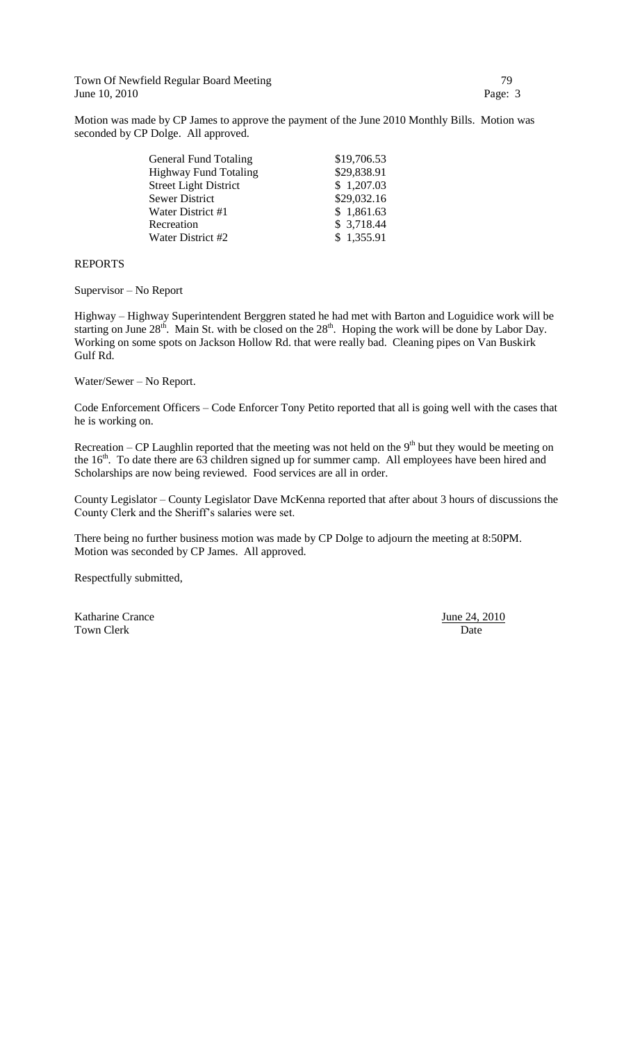Motion was made by CP James to approve the payment of the June 2010 Monthly Bills. Motion was seconded by CP Dolge. All approved.

| | |
|---|---|
| General Fund Totaling | \$19,706.53 |
| Highway Fund Totaling | \$29,838.91 |
| Street Light District | \$ 1,207.03 |
| Sewer District | \$29,032.16 |
| Water District #1 | \$ 1,861.63 |
| Recreation | \$ 3,718.44 |
| Water District #2 | \$ 1,355.91 |

REPORTS

Supervisor – No Report

Highway – Highway Superintendent Berggren stated he had met with Barton and Loguidice work will be starting on June 28th. Main St. with be closed on the 28th. Hoping the work will be done by Labor Day. Working on some spots on Jackson Hollow Rd. that were really bad. Cleaning pipes on Van Buskirk Gulf Rd.

Water/Sewer – No Report.

Code Enforcement Officers – Code Enforcer Tony Petito reported that all is going well with the cases that he is working on.

Recreation – CP Laughlin reported that the meeting was not held on the 9th but they would be meeting on the 16th. To date there are 63 children signed up for summer camp. All employees have been hired and Scholarships are now being reviewed. Food services are all in order.

County Legislator – County Legislator Dave McKenna reported that after about 3 hours of discussions the County Clerk and the Sheriff's salaries were set.

There being no further business motion was made by CP Dolge to adjourn the meeting at 8:50PM. Motion was seconded by CP James. All approved.

Respectfully submitted,

Katharine Crance — June 24, 2010
Town Clerk — Date